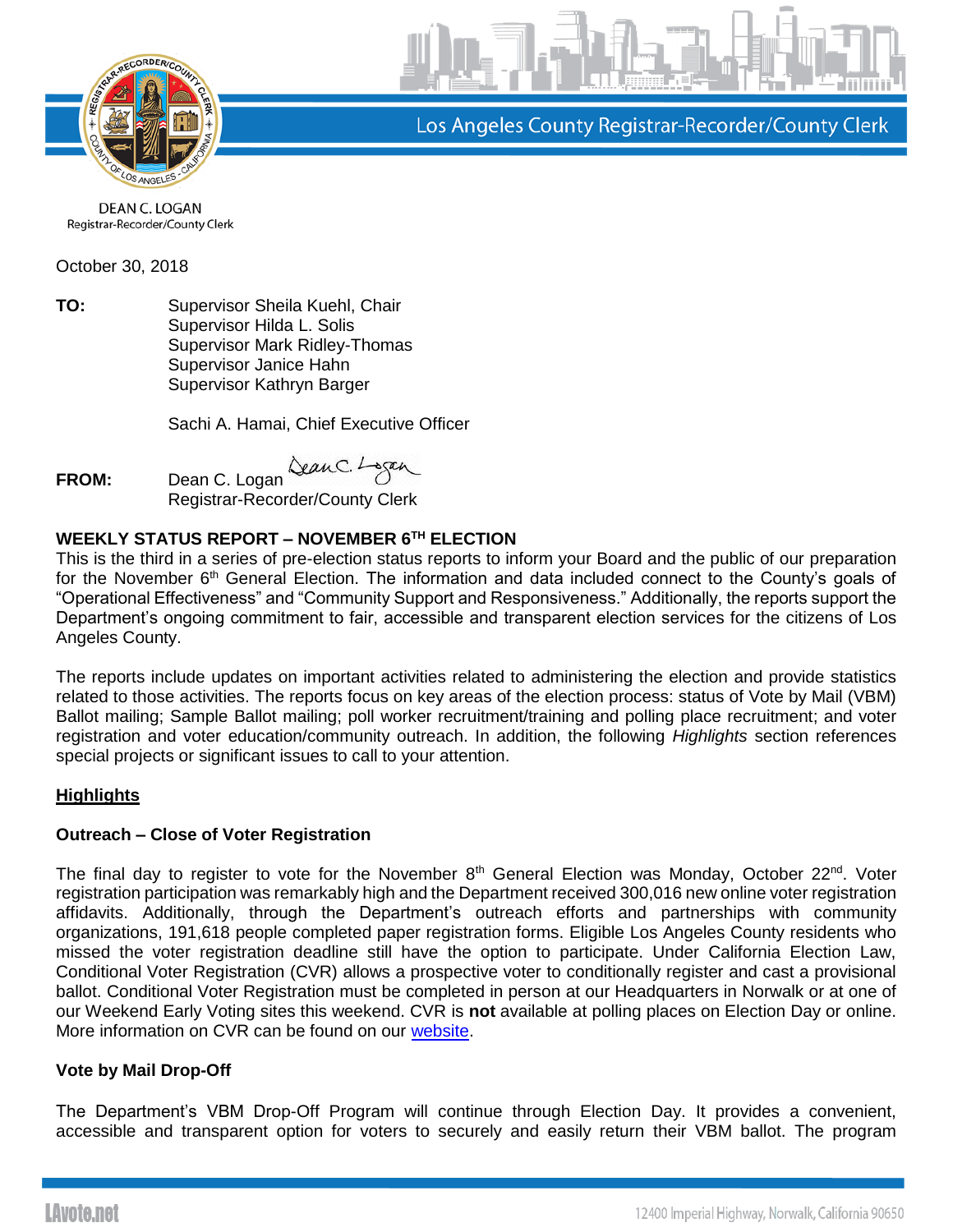Los Angeles County Registrar-Recorder/County Clerk

DEAN C. LOGAN
Registrar-Recorder/County Clerk

October 30, 2018

**TO:** Supervisor Sheila Kuehl, Chair
Supervisor Hilda L. Solis
Supervisor Mark Ridley-Thomas
Supervisor Janice Hahn
Supervisor Kathryn Barger

Sachi A. Hamai, Chief Executive Officer

**FROM:** Dean C. Logan
Registrar-Recorder/County Clerk

**WEEKLY STATUS REPORT – NOVEMBER 6TH ELECTION**

This is the third in a series of pre-election status reports to inform your Board and the public of our preparation for the November 6th General Election. The information and data included connect to the County's goals of "Operational Effectiveness" and "Community Support and Responsiveness." Additionally, the reports support the Department's ongoing commitment to fair, accessible and transparent election services for the citizens of Los Angeles County.

The reports include updates on important activities related to administering the election and provide statistics related to those activities. The reports focus on key areas of the election process: status of Vote by Mail (VBM) Ballot mailing; Sample Ballot mailing; poll worker recruitment/training and polling place recruitment; and voter registration and voter education/community outreach. In addition, the following *Highlights* section references special projects or significant issues to call to your attention.

## Highlights

### Outreach – Close of Voter Registration

The final day to register to vote for the November 8th General Election was Monday, October 22nd. Voter registration participation was remarkably high and the Department received 300,016 new online voter registration affidavits. Additionally, through the Department's outreach efforts and partnerships with community organizations, 191,618 people completed paper registration forms. Eligible Los Angeles County residents who missed the voter registration deadline still have the option to participate. Under California Election Law, Conditional Voter Registration (CVR) allows a prospective voter to conditionally register and cast a provisional ballot. Conditional Voter Registration must be completed in person at our Headquarters in Norwalk or at one of our Weekend Early Voting sites this weekend. CVR is **not** available at polling places on Election Day or online. More information on CVR can be found on our website.

### Vote by Mail Drop-Off

The Department's VBM Drop-Off Program will continue through Election Day. It provides a convenient, accessible and transparent option for voters to securely and easily return their VBM ballot. The program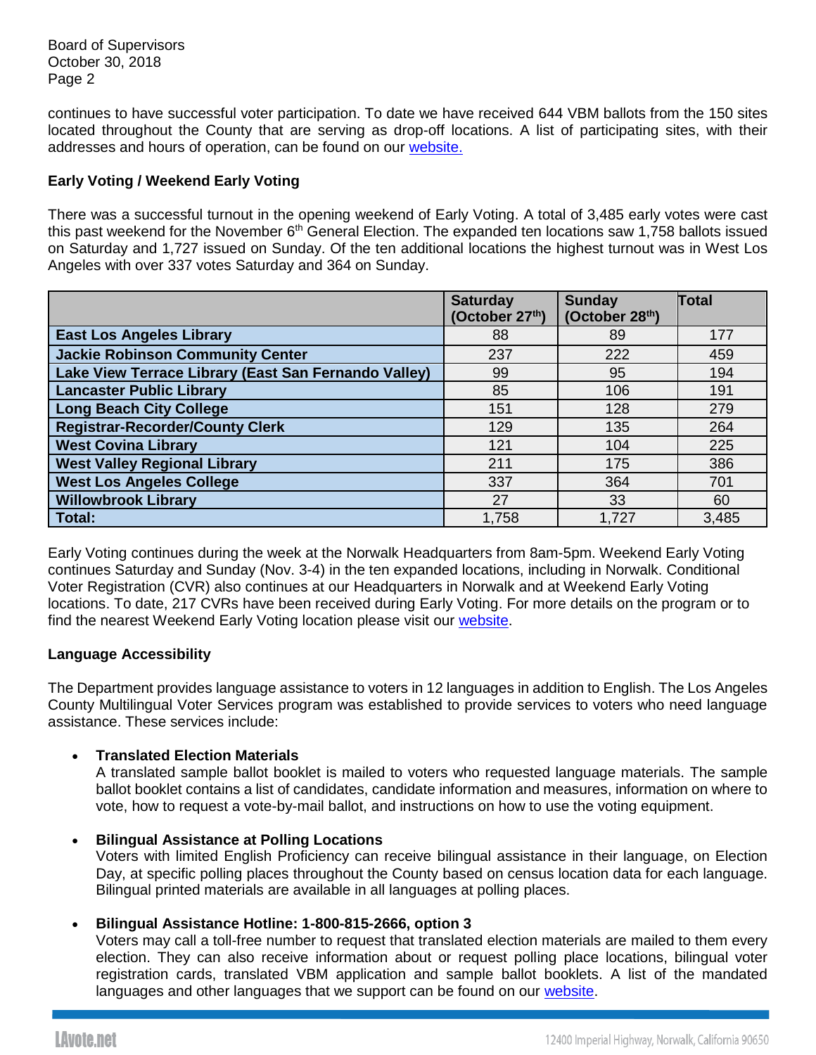continues to have successful voter participation. To date we have received 644 VBM ballots from the 150 sites located throughout the County that are serving as drop-off locations. A list of participating sites, with their addresses and hours of operation, can be found on our website.

**Early Voting / Weekend Early Voting**

There was a successful turnout in the opening weekend of Early Voting. A total of 3,485 early votes were cast this past weekend for the November 6th General Election. The expanded ten locations saw 1,758 ballots issued on Saturday and 1,727 issued on Sunday. Of the ten additional locations the highest turnout was in West Los Angeles with over 337 votes Saturday and 364 on Sunday.

| | Saturday (October 27th) | Sunday (October 28th) | Total |
|---|---|---|---|
| **East Los Angeles Library** | 88 | 89 | 177 |
| **Jackie Robinson Community Center** | 237 | 222 | 459 |
| **Lake View Terrace Library (East San Fernando Valley)** | 99 | 95 | 194 |
| **Lancaster Public Library** | 85 | 106 | 191 |
| **Long Beach City College** | 151 | 128 | 279 |
| **Registrar-Recorder/County Clerk** | 129 | 135 | 264 |
| **West Covina Library** | 121 | 104 | 225 |
| **West Valley Regional Library** | 211 | 175 | 386 |
| **West Los Angeles College** | 337 | 364 | 701 |
| **Willowbrook Library** | 27 | 33 | 60 |
| **Total:** | 1,758 | 1,727 | 3,485 |

Early Voting continues during the week at the Norwalk Headquarters from 8am-5pm. Weekend Early Voting continues Saturday and Sunday (Nov. 3-4) in the ten expanded locations, including in Norwalk. Conditional Voter Registration (CVR) also continues at our Headquarters in Norwalk and at Weekend Early Voting locations. To date, 217 CVRs have been received during Early Voting. For more details on the program or to find the nearest Weekend Early Voting location please visit our website.

**Language Accessibility**

The Department provides language assistance to voters in 12 languages in addition to English. The Los Angeles County Multilingual Voter Services program was established to provide services to voters who need language assistance. These services include:

- **Translated Election Materials**
  A translated sample ballot booklet is mailed to voters who requested language materials. The sample ballot booklet contains a list of candidates, candidate information and measures, information on where to vote, how to request a vote-by-mail ballot, and instructions on how to use the voting equipment.

- **Bilingual Assistance at Polling Locations**
  Voters with limited English Proficiency can receive bilingual assistance in their language, on Election Day, at specific polling places throughout the County based on census location data for each language. Bilingual printed materials are available in all languages at polling places.

- **Bilingual Assistance Hotline: 1-800-815-2666, option 3**
  Voters may call a toll-free number to request that translated election materials are mailed to them every election. They can also receive information about or request polling place locations, bilingual voter registration cards, translated VBM application and sample ballot booklets. A list of the mandated languages and other languages that we support can be found on our website.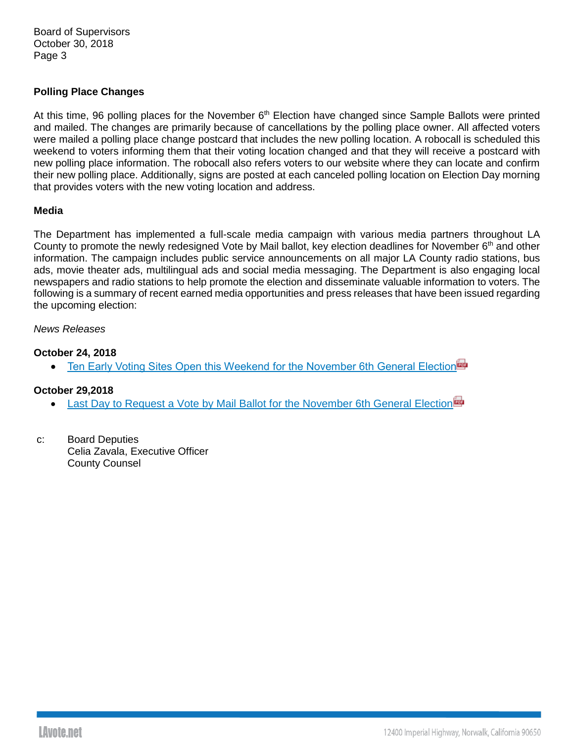Board of Supervisors
October 30, 2018

**Polling Place Changes**

At this time, 96 polling places for the November 6th Election have changed since Sample Ballots were printed and mailed. The changes are primarily because of cancellations by the polling place owner. All affected voters were mailed a polling place change postcard that includes the new polling location. A robocall is scheduled this weekend to voters informing them that their voting location changed and that they will receive a postcard with new polling place information. The robocall also refers voters to our website where they can locate and confirm their new polling place. Additionally, signs are posted at each canceled polling location on Election Day morning that provides voters with the new voting location and address.

**Media**

The Department has implemented a full-scale media campaign with various media partners throughout LA County to promote the newly redesigned Vote by Mail ballot, key election deadlines for November 6th and other information. The campaign includes public service announcements on all major LA County radio stations, bus ads, movie theater ads, multilingual ads and social media messaging. The Department is also engaging local newspapers and radio stations to help promote the election and disseminate valuable information to voters. The following is a summary of recent earned media opportunities and press releases that have been issued regarding the upcoming election:

*News Releases*

**October 24, 2018**

- Ten Early Voting Sites Open this Weekend for the November 6th General Election

**October 29,2018**

- Last Day to Request a Vote by Mail Ballot for the November 6th General Election

c: Board Deputies
Celia Zavala, Executive Officer
County Counsel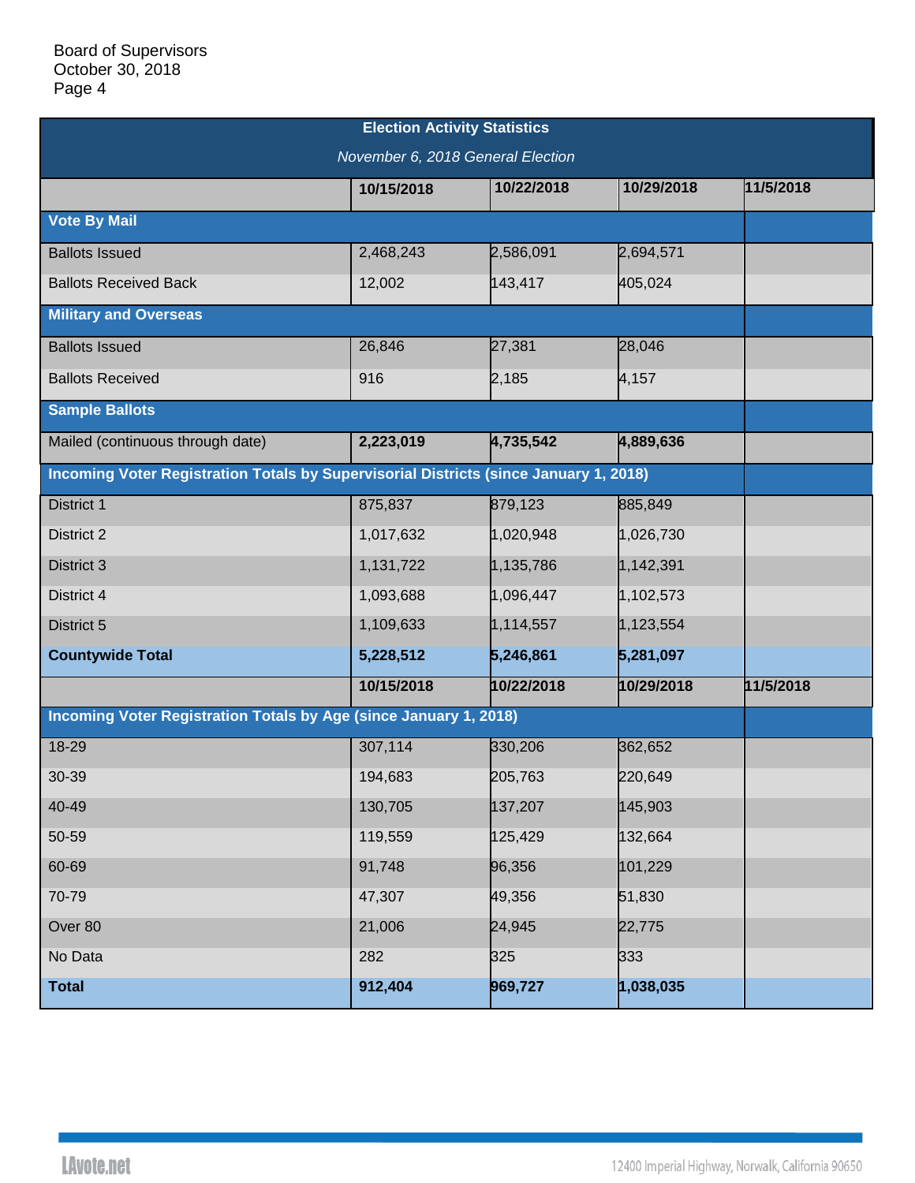| Election Activity Statistics | | | | |
|---|---|---|---|---|
| *November 6, 2018 General Election* | | | | |
| | **10/15/2018** | **10/22/2018** | **10/29/2018** | **11/5/2018** |
| **Vote By Mail** | | | | |
| Ballots Issued | 2,468,243 | 2,586,091 | 2,694,571 | |
| Ballots Received Back | 12,002 | 143,417 | 405,024 | |
| **Military and Overseas** | | | | |
| Ballots Issued | 26,846 | 27,381 | 28,046 | |
| Ballots Received | 916 | 2,185 | 4,157 | |
| **Sample Ballots** | | | | |
| Mailed (continuous through date) | **2,223,019** | **4,735,542** | **4,889,636** | |
| **Incoming Voter Registration Totals by Supervisorial Districts (since January 1, 2018)** | | | | |
| District 1 | 875,837 | 879,123 | 885,849 | |
| District 2 | 1,017,632 | 1,020,948 | 1,026,730 | |
| District 3 | 1,131,722 | 1,135,786 | 1,142,391 | |
| District 4 | 1,093,688 | 1,096,447 | 1,102,573 | |
| District 5 | 1,109,633 | 1,114,557 | 1,123,554 | |
| **Countywide Total** | **5,228,512** | **5,246,861** | **5,281,097** | |
| | **10/15/2018** | **10/22/2018** | **10/29/2018** | **11/5/2018** |
| **Incoming Voter Registration Totals by Age (since January 1, 2018)** | | | | |
| 18-29 | 307,114 | 330,206 | 362,652 | |
| 30-39 | 194,683 | 205,763 | 220,649 | |
| 40-49 | 130,705 | 137,207 | 145,903 | |
| 50-59 | 119,559 | 125,429 | 132,664 | |
| 60-69 | 91,748 | 96,356 | 101,229 | |
| 70-79 | 47,307 | 49,356 | 51,830 | |
| Over 80 | 21,006 | 24,945 | 22,775 | |
| No Data | 282 | 325 | 333 | |
| **Total** | **912,404** | **969,727** | **1,038,035** | |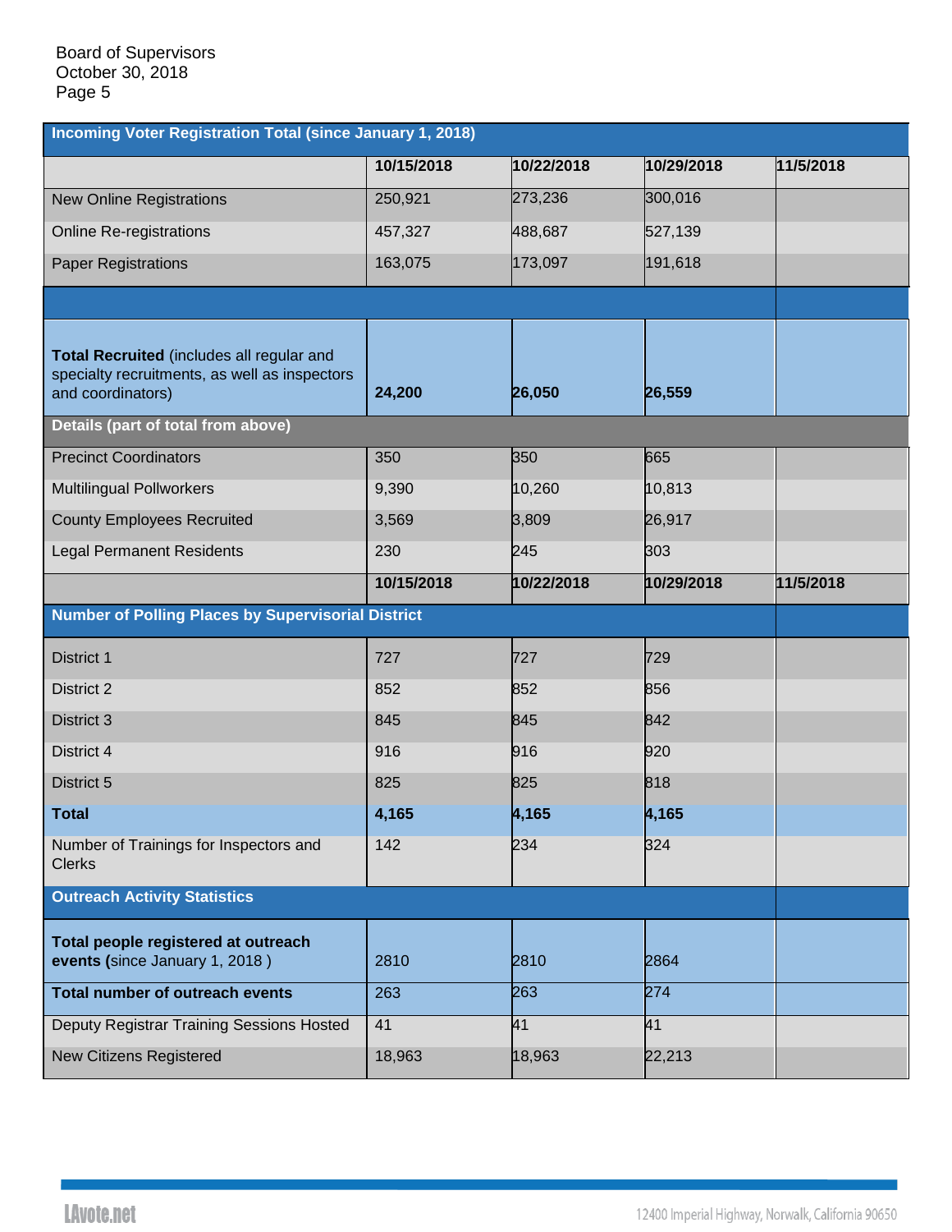| Incoming Voter Registration Total (since January 1, 2018) | | | | |
|---|---|---|---|---|
| | **10/15/2018** | **10/22/2018** | **10/29/2018** | **11/5/2018** |
| New Online Registrations | 250,921 | 273,236 | 300,016 | |
| Online Re-registrations | 457,327 | 488,687 | 527,139 | |
| Paper Registrations | 163,075 | 173,097 | 191,618 | |
| | | | | |
| **Total Recruited** (includes all regular and specialty recruitments, as well as inspectors and coordinators) | **24,200** | **26,050** | **26,559** | |
| **Details (part of total from above)** | | | | |
| Precinct Coordinators | 350 | 350 | 665 | |
| Multilingual Pollworkers | 9,390 | 10,260 | 10,813 | |
| County Employees Recruited | 3,569 | 3,809 | 26,917 | |
| Legal Permanent Residents | 230 | 245 | 303 | |
| | **10/15/2018** | **10/22/2018** | **10/29/2018** | **11/5/2018** |
| **Number of Polling Places by Supervisorial District** | | | | |
| District 1 | 727 | 727 | 729 | |
| District 2 | 852 | 852 | 856 | |
| District 3 | 845 | 845 | 842 | |
| District 4 | 916 | 916 | 920 | |
| District 5 | 825 | 825 | 818 | |
| **Total** | **4,165** | **4,165** | **4,165** | |
| Number of Trainings for Inspectors and Clerks | 142 | 234 | 324 | |
| **Outreach Activity Statistics** | | | | |
| **Total people registered at outreach events (**since January 1, 2018 ) | 2810 | 2810 | 2864 | |
| **Total number of outreach events** | 263 | 263 | 274 | |
| Deputy Registrar Training Sessions Hosted | 41 | 41 | 41 | |
| New Citizens Registered | 18,963 | 18,963 | 22,213 | |